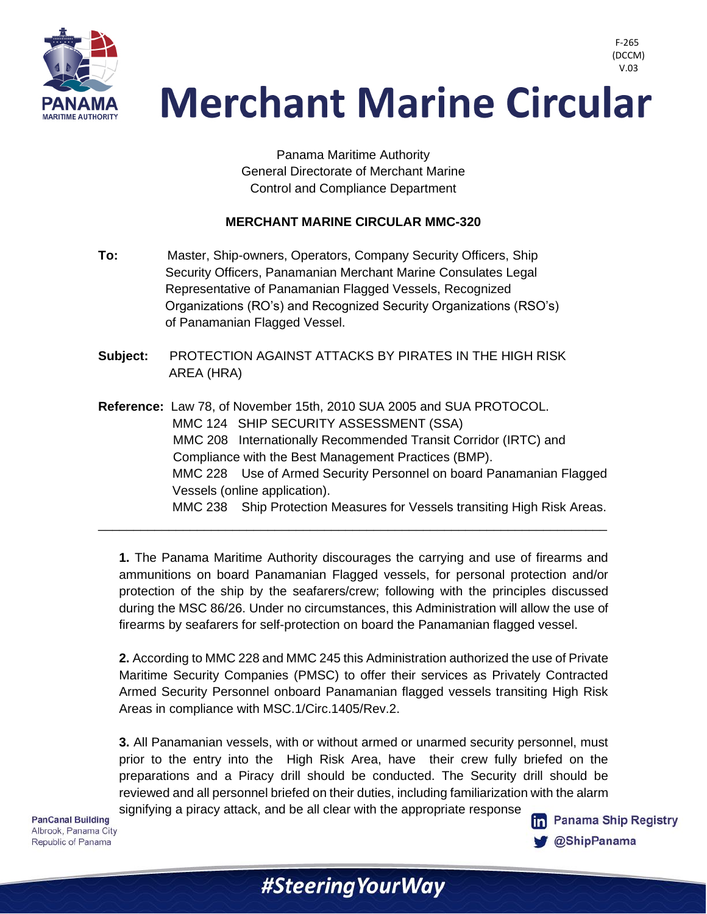F-265
(DCCM)
V.03

# Merchant Marine Circular

Panama Maritime Authority
General Directorate of Merchant Marine
Control and Compliance Department

**MERCHANT MARINE CIRCULAR MMC-320**

**To:** Master, Ship-owners, Operators, Company Security Officers, Ship Security Officers, Panamanian Merchant Marine Consulates Legal Representative of Panamanian Flagged Vessels, Recognized Organizations (RO's) and Recognized Security Organizations (RSO's) of Panamanian Flagged Vessel.

**Subject:** PROTECTION AGAINST ATTACKS BY PIRATES IN THE HIGH RISK AREA (HRA)

**Reference:** Law 78, of November 15th, 2010 SUA 2005 and SUA PROTOCOL.
MMC 124 SHIP SECURITY ASSESSMENT (SSA)
MMC 208 Internationally Recommended Transit Corridor (IRTC) and Compliance with the Best Management Practices (BMP).
MMC 228 Use of Armed Security Personnel on board Panamanian Flagged Vessels (online application).
MMC 238 Ship Protection Measures for Vessels transiting High Risk Areas.

---

**1.** The Panama Maritime Authority discourages the carrying and use of firearms and ammunitions on board Panamanian Flagged vessels, for personal protection and/or protection of the ship by the seafarers/crew; following with the principles discussed during the MSC 86/26. Under no circumstances, this Administration will allow the use of firearms by seafarers for self-protection on board the Panamanian flagged vessel.

**2.** According to MMC 228 and MMC 245 this Administration authorized the use of Private Maritime Security Companies (PMSC) to offer their services as Privately Contracted Armed Security Personnel onboard Panamanian flagged vessels transiting High Risk Areas in compliance with MSC.1/Circ.1405/Rev.2.

**3.** All Panamanian vessels, with or without armed or unarmed security personnel, must prior to the entry into the High Risk Area, have their crew fully briefed on the preparations and a Piracy drill should be conducted. The Security drill should be reviewed and all personnel briefed on their duties, including familiarization with the alarm signifying a piracy attack, and be all clear with the appropriate response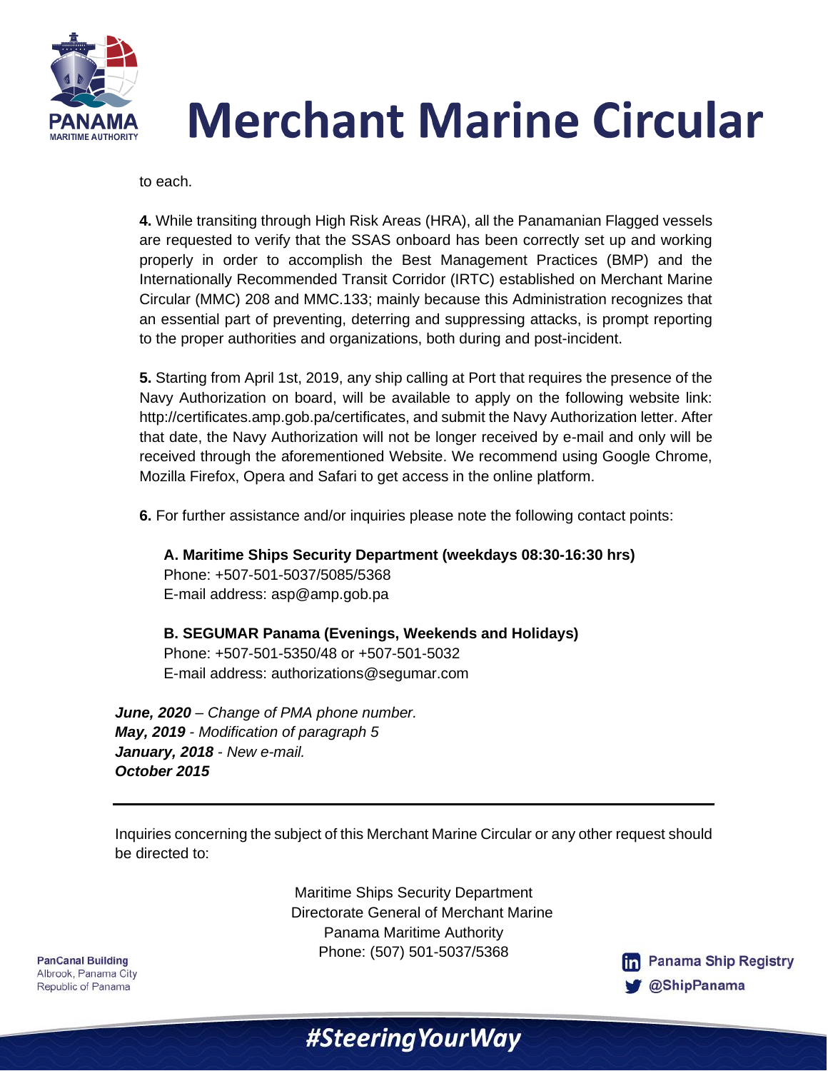to each.

**4.** While transiting through High Risk Areas (HRA), all the Panamanian Flagged vessels are requested to verify that the SSAS onboard has been correctly set up and working properly in order to accomplish the Best Management Practices (BMP) and the Internationally Recommended Transit Corridor (IRTC) established on Merchant Marine Circular (MMC) 208 and MMC.133; mainly because this Administration recognizes that an essential part of preventing, deterring and suppressing attacks, is prompt reporting to the proper authorities and organizations, both during and post-incident.

**5.** Starting from April 1st, 2019, any ship calling at Port that requires the presence of the Navy Authorization on board, will be available to apply on the following website link: http://certificates.amp.gob.pa/certificates, and submit the Navy Authorization letter. After that date, the Navy Authorization will not be longer received by e-mail and only will be received through the aforementioned Website. We recommend using Google Chrome, Mozilla Firefox, Opera and Safari to get access in the online platform.

**6.** For further assistance and/or inquiries please note the following contact points:

**A. Maritime Ships Security Department (weekdays 08:30-16:30 hrs)**
Phone: +507-501-5037/5085/5368
E-mail address: asp@amp.gob.pa

**B. SEGUMAR Panama (Evenings, Weekends and Holidays)**
Phone: +507-501-5350/48 or +507-501-5032
E-mail address: authorizations@segumar.com

***June, 2020*** *– Change of PMA phone number.*
***May, 2019*** *- Modification of paragraph 5*
***January, 2018*** *- New e-mail.*
***October 2015***

---

Inquiries concerning the subject of this Merchant Marine Circular or any other request should be directed to:

Maritime Ships Security Department
Directorate General of Merchant Marine
Panama Maritime Authority
Phone: (507) 501-5037/5368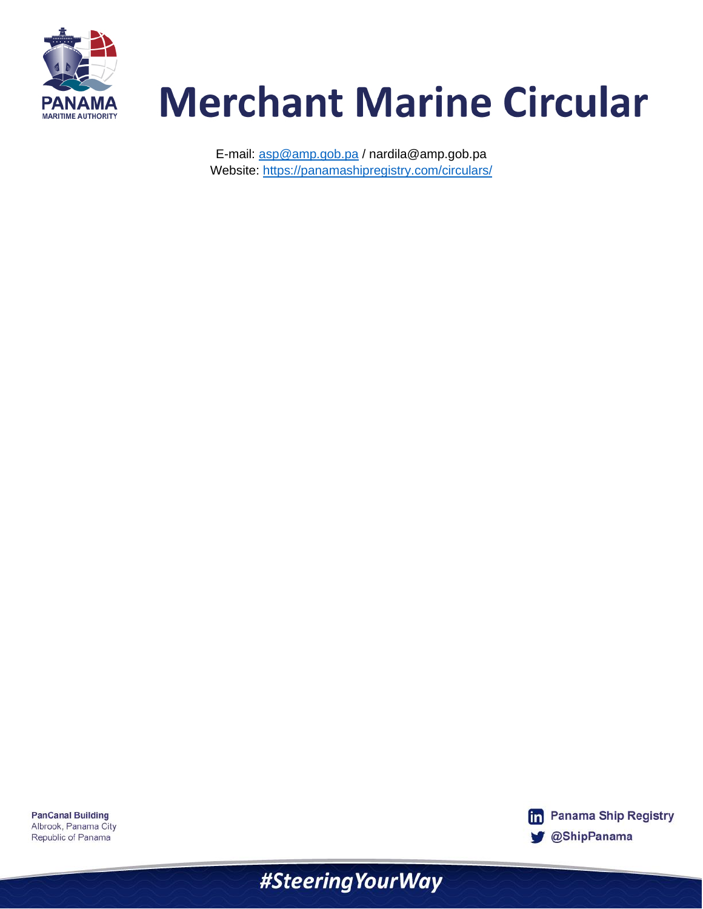# Merchant Marine Circular

E-mail: asp@amp.gob.pa / nardila@amp.gob.pa
Website: https://panamashipregistry.com/circulars/

PanCanal Building
Albrook, Panama City
Republic of Panama

Panama Ship Registry
@ShipPanama

#SteeringYourWay